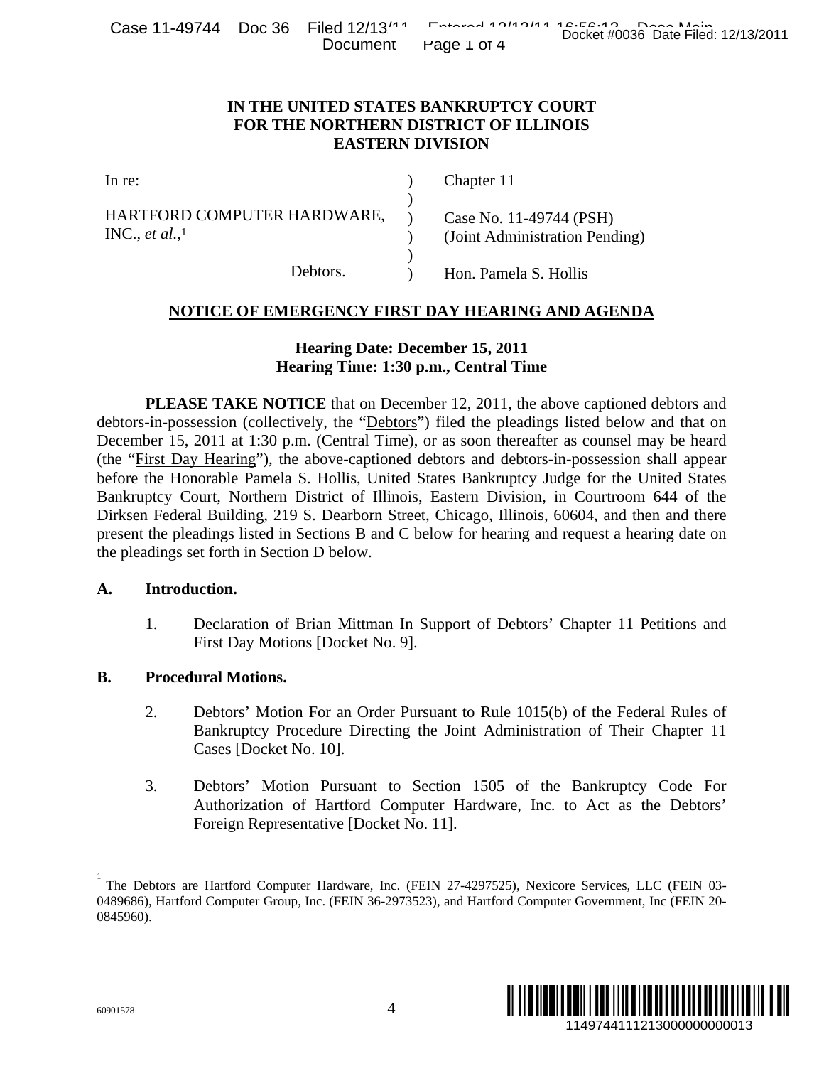# IN THE UNITED STATES BANKRUPTCY COURT
# FOR THE NORTHERN DISTRICT OF ILLINOIS
# EASTERN DIVISION

| | | |
|---|---|---|
| In re: | ) | Chapter 11 |
| | ) | |
| HARTFORD COMPUTER HARDWARE, INC., *et al.*,[1] | ) | Case No. 11-49744 (PSH) |
| | ) | (Joint Administration Pending) |
| | ) | |
| Debtors. | ) | Hon. Pamela S. Hollis |

## NOTICE OF EMERGENCY FIRST DAY HEARING AND AGENDA

**Hearing Date: December 15, 2011**
**Hearing Time: 1:30 p.m., Central Time**

**PLEASE TAKE NOTICE** that on December 12, 2011, the above captioned debtors and debtors-in-possession (collectively, the "Debtors") filed the pleadings listed below and that on December 15, 2011 at 1:30 p.m. (Central Time), or as soon thereafter as counsel may be heard (the "First Day Hearing"), the above-captioned debtors and debtors-in-possession shall appear before the Honorable Pamela S. Hollis, United States Bankruptcy Judge for the United States Bankruptcy Court, Northern District of Illinois, Eastern Division, in Courtroom 644 of the Dirksen Federal Building, 219 S. Dearborn Street, Chicago, Illinois, 60604, and then and there present the pleadings listed in Sections B and C below for hearing and request a hearing date on the pleadings set forth in Section D below.

**A. Introduction.**

1. Declaration of Brian Mittman In Support of Debtors' Chapter 11 Petitions and First Day Motions [Docket No. 9].

**B. Procedural Motions.**

2. Debtors' Motion For an Order Pursuant to Rule 1015(b) of the Federal Rules of Bankruptcy Procedure Directing the Joint Administration of Their Chapter 11 Cases [Docket No. 10].

3. Debtors' Motion Pursuant to Section 1505 of the Bankruptcy Code For Authorization of Hartford Computer Hardware, Inc. to Act as the Debtors' Foreign Representative [Docket No. 11].

---

[1] The Debtors are Hartford Computer Hardware, Inc. (FEIN 27-4297525), Nexicore Services, LLC (FEIN 03-0489686), Hartford Computer Group, Inc. (FEIN 36-2973523), and Hartford Computer Government, Inc (FEIN 20-0845960).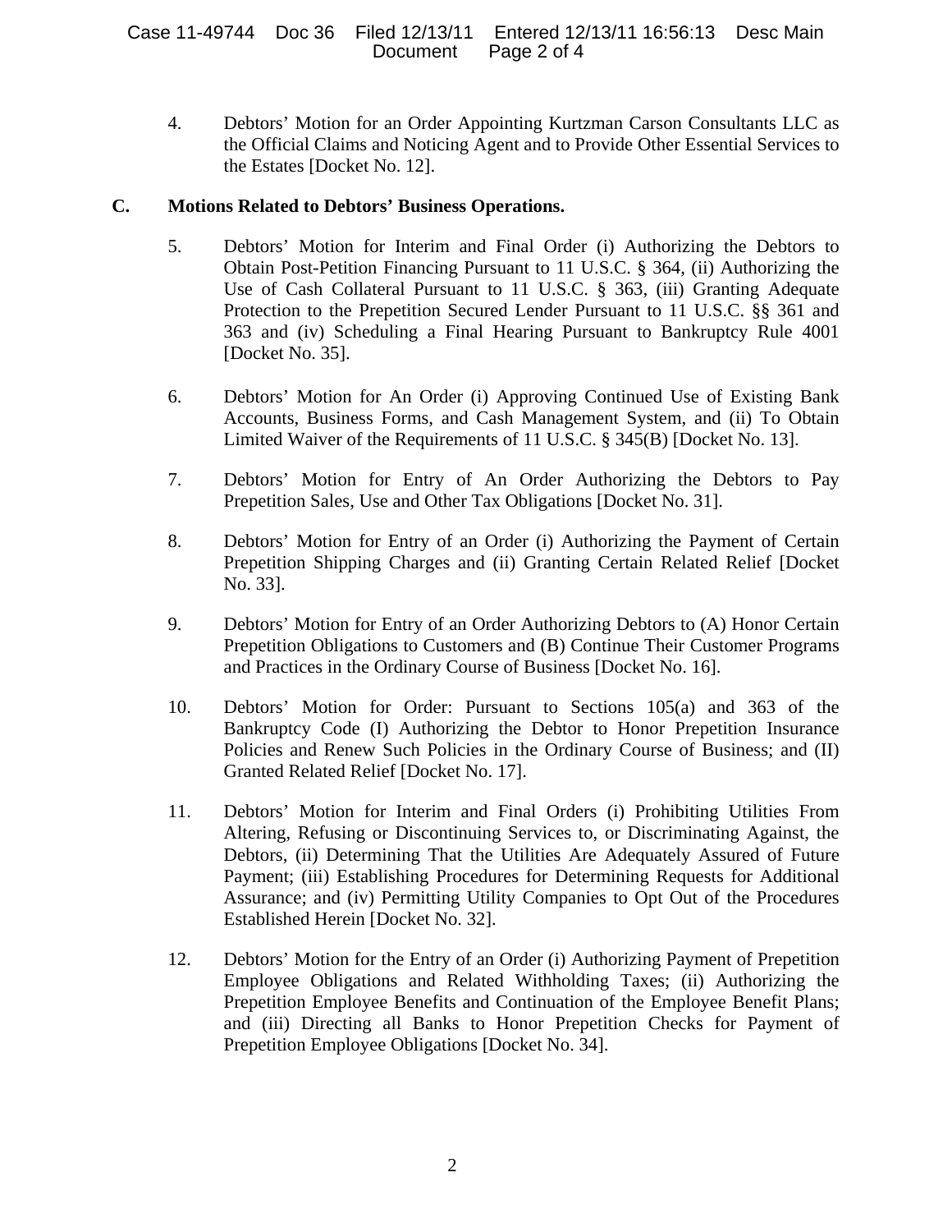4. Debtors' Motion for an Order Appointing Kurtzman Carson Consultants LLC as the Official Claims and Noticing Agent and to Provide Other Essential Services to the Estates [Docket No. 12].

**C. Motions Related to Debtors' Business Operations.**

5. Debtors' Motion for Interim and Final Order (i) Authorizing the Debtors to Obtain Post-Petition Financing Pursuant to 11 U.S.C. § 364, (ii) Authorizing the Use of Cash Collateral Pursuant to 11 U.S.C. § 363, (iii) Granting Adequate Protection to the Prepetition Secured Lender Pursuant to 11 U.S.C. §§ 361 and 363 and (iv) Scheduling a Final Hearing Pursuant to Bankruptcy Rule 4001 [Docket No. 35].

6. Debtors' Motion for An Order (i) Approving Continued Use of Existing Bank Accounts, Business Forms, and Cash Management System, and (ii) To Obtain Limited Waiver of the Requirements of 11 U.S.C. § 345(B) [Docket No. 13].

7. Debtors' Motion for Entry of An Order Authorizing the Debtors to Pay Prepetition Sales, Use and Other Tax Obligations [Docket No. 31].

8. Debtors' Motion for Entry of an Order (i) Authorizing the Payment of Certain Prepetition Shipping Charges and (ii) Granting Certain Related Relief [Docket No. 33].

9. Debtors' Motion for Entry of an Order Authorizing Debtors to (A) Honor Certain Prepetition Obligations to Customers and (B) Continue Their Customer Programs and Practices in the Ordinary Course of Business [Docket No. 16].

10. Debtors' Motion for Order: Pursuant to Sections 105(a) and 363 of the Bankruptcy Code (I) Authorizing the Debtor to Honor Prepetition Insurance Policies and Renew Such Policies in the Ordinary Course of Business; and (II) Granted Related Relief [Docket No. 17].

11. Debtors' Motion for Interim and Final Orders (i) Prohibiting Utilities From Altering, Refusing or Discontinuing Services to, or Discriminating Against, the Debtors, (ii) Determining That the Utilities Are Adequately Assured of Future Payment; (iii) Establishing Procedures for Determining Requests for Additional Assurance; and (iv) Permitting Utility Companies to Opt Out of the Procedures Established Herein [Docket No. 32].

12. Debtors' Motion for the Entry of an Order (i) Authorizing Payment of Prepetition Employee Obligations and Related Withholding Taxes; (ii) Authorizing the Prepetition Employee Benefits and Continuation of the Employee Benefit Plans; and (iii) Directing all Banks to Honor Prepetition Checks for Payment of Prepetition Employee Obligations [Docket No. 34].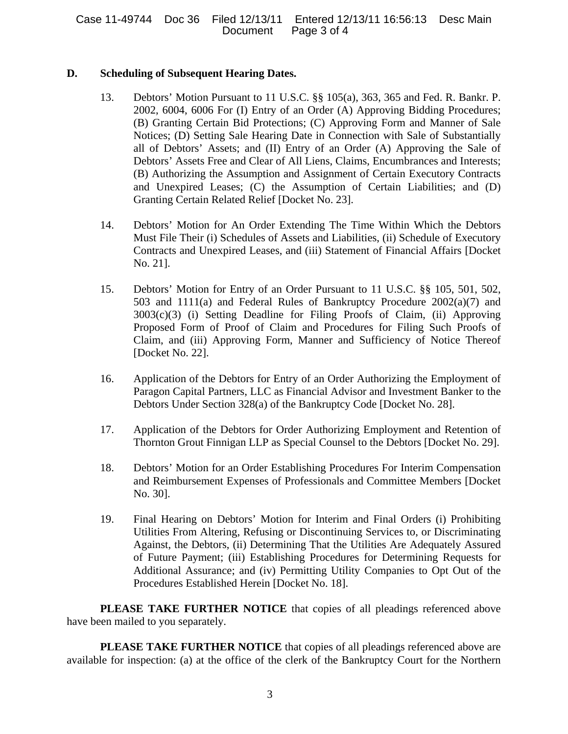**D. Scheduling of Subsequent Hearing Dates.**

13. Debtors' Motion Pursuant to 11 U.S.C. §§ 105(a), 363, 365 and Fed. R. Bankr. P. 2002, 6004, 6006 For (I) Entry of an Order (A) Approving Bidding Procedures; (B) Granting Certain Bid Protections; (C) Approving Form and Manner of Sale Notices; (D) Setting Sale Hearing Date in Connection with Sale of Substantially all of Debtors' Assets; and (II) Entry of an Order (A) Approving the Sale of Debtors' Assets Free and Clear of All Liens, Claims, Encumbrances and Interests; (B) Authorizing the Assumption and Assignment of Certain Executory Contracts and Unexpired Leases; (C) the Assumption of Certain Liabilities; and (D) Granting Certain Related Relief [Docket No. 23].

14. Debtors' Motion for An Order Extending The Time Within Which the Debtors Must File Their (i) Schedules of Assets and Liabilities, (ii) Schedule of Executory Contracts and Unexpired Leases, and (iii) Statement of Financial Affairs [Docket No. 21].

15. Debtors' Motion for Entry of an Order Pursuant to 11 U.S.C. §§ 105, 501, 502, 503 and 1111(a) and Federal Rules of Bankruptcy Procedure 2002(a)(7) and 3003(c)(3) (i) Setting Deadline for Filing Proofs of Claim, (ii) Approving Proposed Form of Proof of Claim and Procedures for Filing Such Proofs of Claim, and (iii) Approving Form, Manner and Sufficiency of Notice Thereof [Docket No. 22].

16. Application of the Debtors for Entry of an Order Authorizing the Employment of Paragon Capital Partners, LLC as Financial Advisor and Investment Banker to the Debtors Under Section 328(a) of the Bankruptcy Code [Docket No. 28].

17. Application of the Debtors for Order Authorizing Employment and Retention of Thornton Grout Finnigan LLP as Special Counsel to the Debtors [Docket No. 29].

18. Debtors' Motion for an Order Establishing Procedures For Interim Compensation and Reimbursement Expenses of Professionals and Committee Members [Docket No. 30].

19. Final Hearing on Debtors' Motion for Interim and Final Orders (i) Prohibiting Utilities From Altering, Refusing or Discontinuing Services to, or Discriminating Against, the Debtors, (ii) Determining That the Utilities Are Adequately Assured of Future Payment; (iii) Establishing Procedures for Determining Requests for Additional Assurance; and (iv) Permitting Utility Companies to Opt Out of the Procedures Established Herein [Docket No. 18].

**PLEASE TAKE FURTHER NOTICE** that copies of all pleadings referenced above have been mailed to you separately.

**PLEASE TAKE FURTHER NOTICE** that copies of all pleadings referenced above are available for inspection: (a) at the office of the clerk of the Bankruptcy Court for the Northern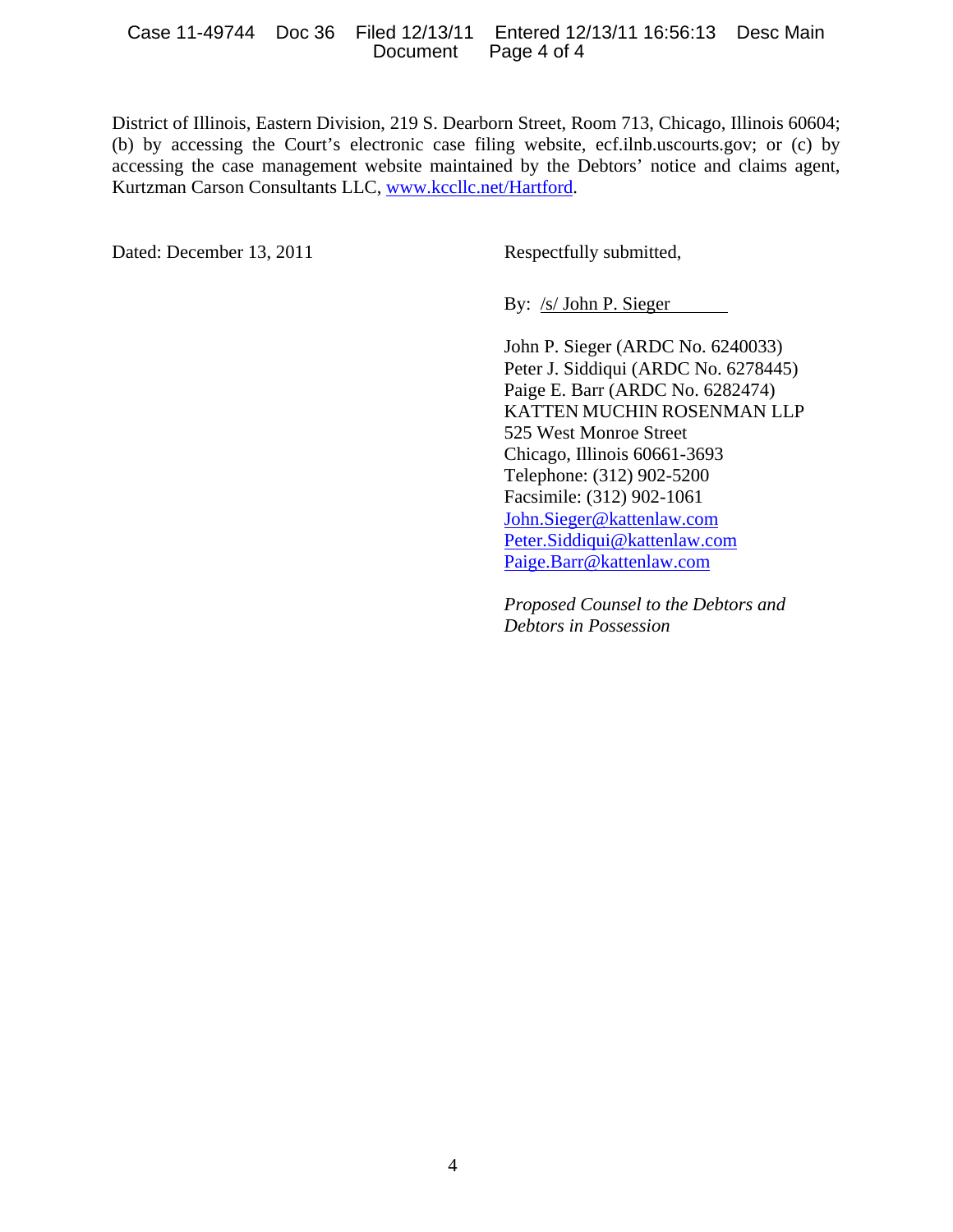District of Illinois, Eastern Division, 219 S. Dearborn Street, Room 713, Chicago, Illinois 60604; (b) by accessing the Court's electronic case filing website, ecf.ilnb.uscourts.gov; or (c) by accessing the case management website maintained by the Debtors' notice and claims agent, Kurtzman Carson Consultants LLC, www.kccllc.net/Hartford.

Dated: December 13, 2011

Respectfully submitted,

By: /s/ John P. Sieger

John P. Sieger (ARDC No. 6240033)
Peter J. Siddiqui (ARDC No. 6278445)
Paige E. Barr (ARDC No. 6282474)
KATTEN MUCHIN ROSENMAN LLP
525 West Monroe Street
Chicago, Illinois 60661-3693
Telephone: (312) 902-5200
Facsimile: (312) 902-1061
John.Sieger@kattenlaw.com
Peter.Siddiqui@kattenlaw.com
Paige.Barr@kattenlaw.com

*Proposed Counsel to the Debtors and Debtors in Possession*